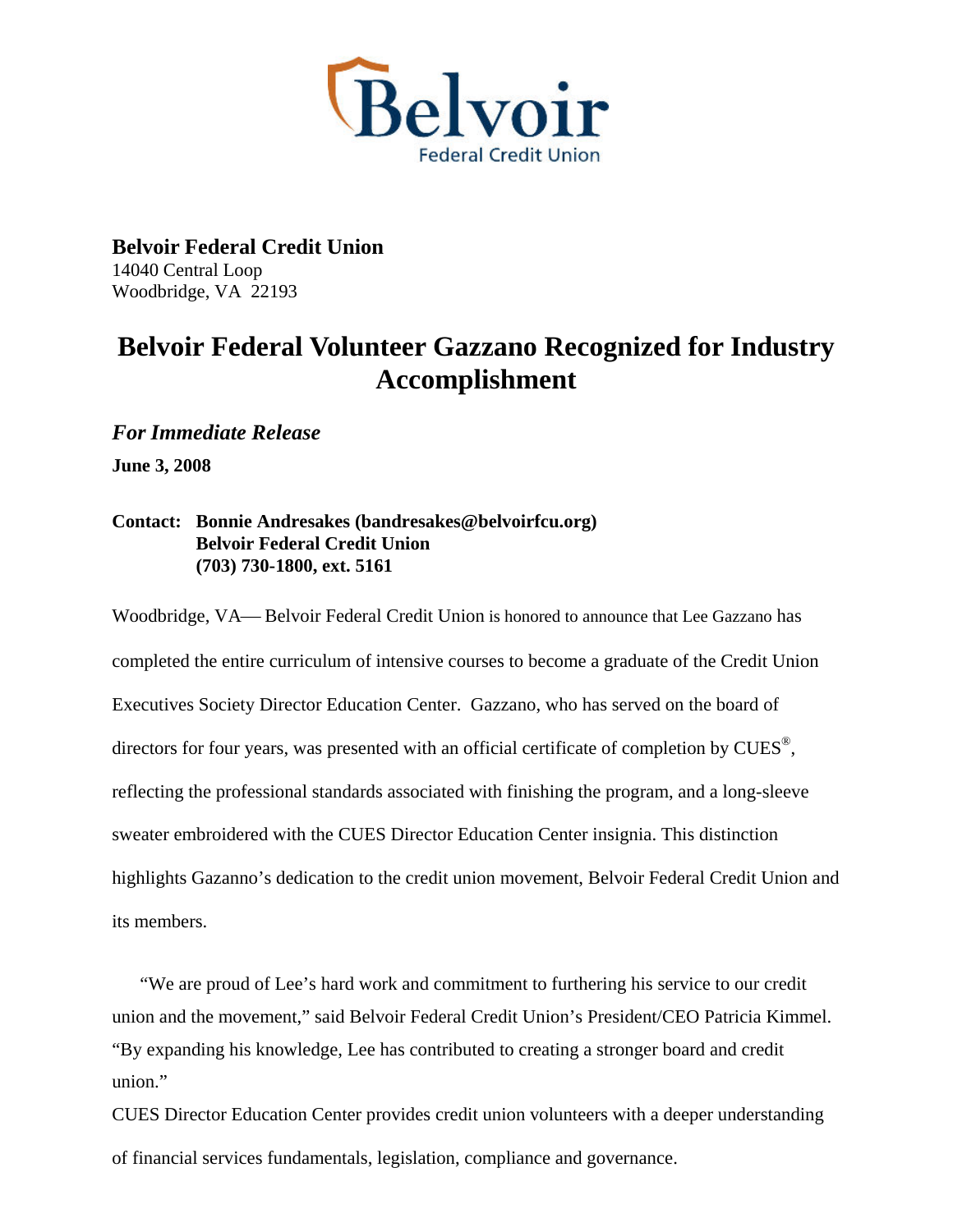Belvoir
Federal Credit Union

**Belvoir Federal Credit Union**
14040 Central Loop
Woodbridge, VA 22193

# Belvoir Federal Volunteer Gazzano Recognized for Industry Accomplishment

***For Immediate Release***

**June 3, 2008**

**Contact: Bonnie Andresakes (bandresakes@belvoirfcu.org)**
**Belvoir Federal Credit Union**
**(703) 730-1800, ext. 5161**

Woodbridge, VA— Belvoir Federal Credit Union is honored to announce that Lee Gazzano has completed the entire curriculum of intensive courses to become a graduate of the Credit Union Executives Society Director Education Center. Gazzano, who has served on the board of directors for four years, was presented with an official certificate of completion by CUES®, reflecting the professional standards associated with finishing the program, and a long-sleeve sweater embroidered with the CUES Director Education Center insignia. This distinction highlights Gazanno's dedication to the credit union movement, Belvoir Federal Credit Union and its members.

"We are proud of Lee's hard work and commitment to furthering his service to our credit union and the movement," said Belvoir Federal Credit Union's President/CEO Patricia Kimmel. "By expanding his knowledge, Lee has contributed to creating a stronger board and credit union."

CUES Director Education Center provides credit union volunteers with a deeper understanding of financial services fundamentals, legislation, compliance and governance.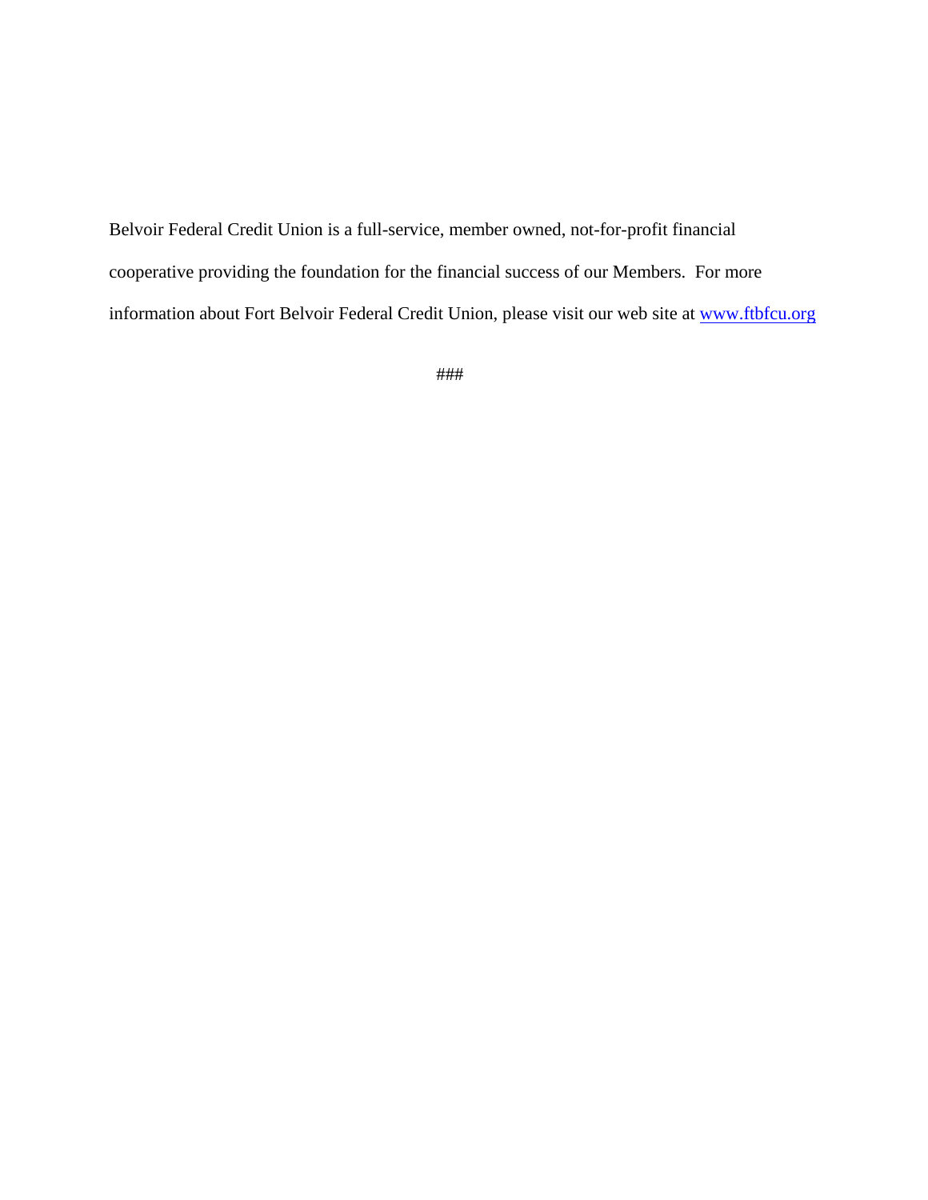Belvoir Federal Credit Union is a full-service, member owned, not-for-profit financial cooperative providing the foundation for the financial success of our Members. For more information about Fort Belvoir Federal Credit Union, please visit our web site at www.ftbfcu.org

###